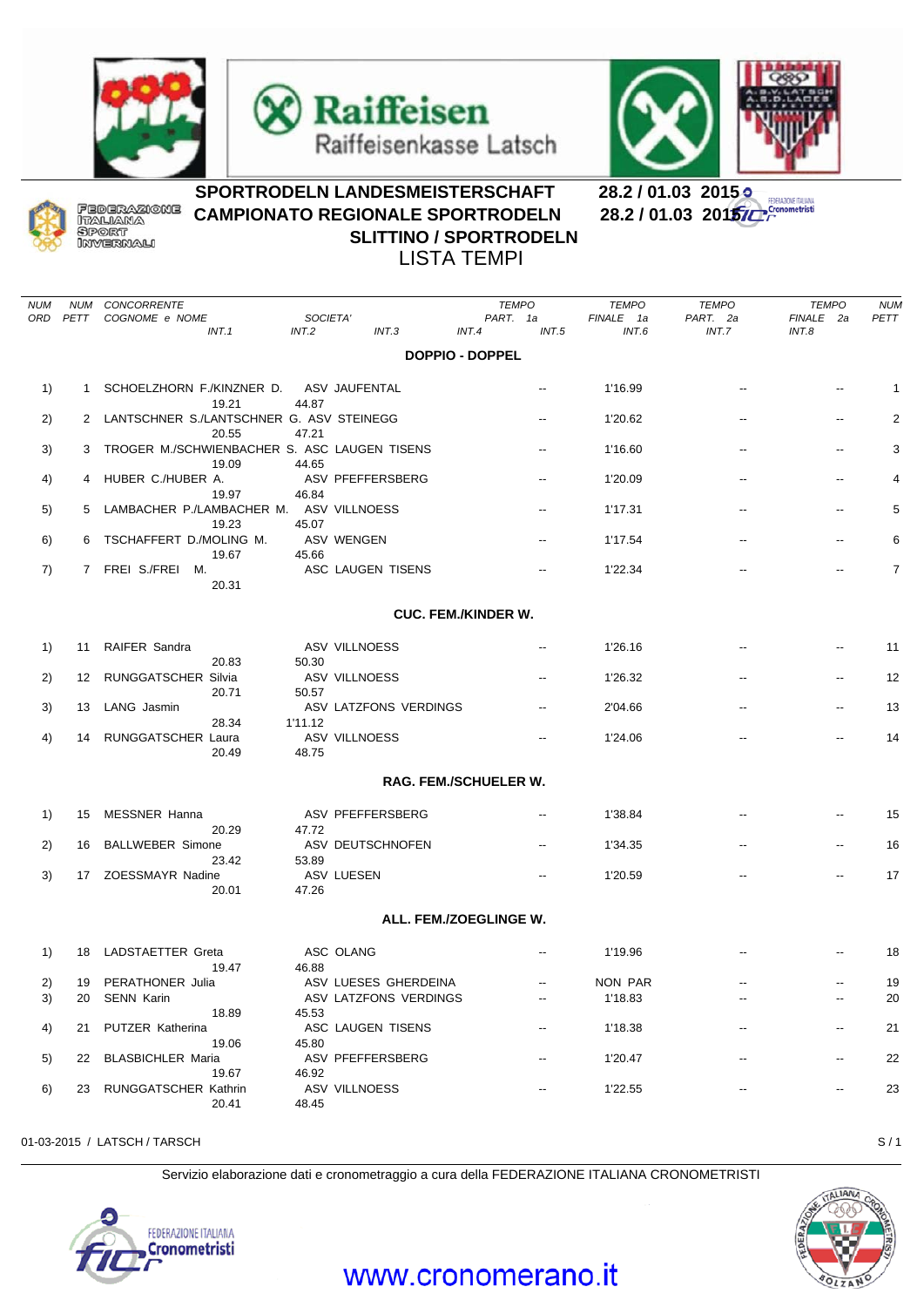# SPORTRODELN LANDESMEISTERSCHAFT 28.2 / 01.03 2015
# CAMPIONATO REGIONALE SPORTRODELN 28.2 / 01.03 2015
## SLITTINO / SPORTRODELN
## LISTA TEMPI

| NUM ORD | NUM PETT | CONCORRENTE COGNOME e NOME INT.1 | SOCIETA' INT.2 | INT.3 | TEMPO PART. 1a INT.4 | INT.5 | TEMPO FINALE 1a INT.6 | TEMPO PART. 2a INT.7 | TEMPO FINALE 2a INT.8 | NUM PETT |
|---|---|---|---|---|---|---|---|---|---|---|
| | | | **DOPPIO - DOPPEL** | | | | | | | |
| 1) | 1 | SCHOELZHORN F./KINZNER D. | ASV JAUFENTAL | | -- | | 1'16.99 | -- | -- | 1 |
| | | 19.21 | 44.87 | | | | | | | |
| 2) | 2 | LANTSCHNER S./LANTSCHNER G. | ASV STEINEGG | | -- | | 1'20.62 | -- | -- | 2 |
| | | 20.55 | 47.21 | | | | | | | |
| 3) | 3 | TROGER M./SCHWIENBACHER S. | ASC LAUGEN TISENS | | -- | | 1'16.60 | -- | -- | 3 |
| | | 19.09 | 44.65 | | | | | | | |
| 4) | 4 | HUBER C./HUBER A. | ASV PFEFFERSBERG | | -- | | 1'20.09 | -- | -- | 4 |
| | | 19.97 | 46.84 | | | | | | | |
| 5) | 5 | LAMBACHER P./LAMBACHER M. | ASV VILLNOESS | | -- | | 1'17.31 | -- | -- | 5 |
| | | 19.23 | 45.07 | | | | | | | |
| 6) | 6 | TSCHAFFERT D./MOLING M. | ASV WENGEN | | -- | | 1'17.54 | -- | -- | 6 |
| | | 19.67 | 45.66 | | | | | | | |
| 7) | 7 | FREI S./FREI M. | ASC LAUGEN TISENS | | -- | | 1'22.34 | -- | -- | 7 |
| | | 20.31 | | | | | | | | |
| | | | **CUC. FEM./KINDER W.** | | | | | | | |
| 1) | 11 | RAIFER Sandra | ASV VILLNOESS | | -- | | 1'26.16 | -- | -- | 11 |
| | | 20.83 | 50.30 | | | | | | | |
| 2) | 12 | RUNGGATSCHER Silvia | ASV VILLNOESS | | -- | | 1'26.32 | -- | -- | 12 |
| | | 20.71 | 50.57 | | | | | | | |
| 3) | 13 | LANG Jasmin | ASV LATZFONS VERDINGS | | -- | | 2'04.66 | -- | -- | 13 |
| | | 28.34 | 1'11.12 | | | | | | | |
| 4) | 14 | RUNGGATSCHER Laura | ASV VILLNOESS | | -- | | 1'24.06 | -- | -- | 14 |
| | | 20.49 | 48.75 | | | | | | | |
| | | | **RAG. FEM./SCHUELER W.** | | | | | | | |
| 1) | 15 | MESSNER Hanna | ASV PFEFFERSBERG | | -- | | 1'38.84 | -- | -- | 15 |
| | | 20.29 | 47.72 | | | | | | | |
| 2) | 16 | BALLWEBER Simone | ASV DEUTSCHNOFEN | | -- | | 1'34.35 | -- | -- | 16 |
| | | 23.42 | 53.89 | | | | | | | |
| 3) | 17 | ZOESSMAYR Nadine | ASV LUESEN | | -- | | 1'20.59 | -- | -- | 17 |
| | | 20.01 | 47.26 | | | | | | | |
| | | | **ALL. FEM./ZOEGLINGE W.** | | | | | | | |
| 1) | 18 | LADSTAETTER Greta | ASC OLANG | | -- | | 1'19.96 | -- | -- | 18 |
| | | 19.47 | 46.88 | | | | | | | |
| 2) | 19 | PERATHONER Julia | ASV LUESES GHERDEINA | | -- | | NON PAR | -- | -- | 19 |
| 3) | 20 | SENN Karin | ASV LATZFONS VERDINGS | | -- | | 1'18.83 | -- | -- | 20 |
| | | 18.89 | 45.53 | | | | | | | |
| 4) | 21 | PUTZER Katherina | ASC LAUGEN TISENS | | -- | | 1'18.38 | -- | -- | 21 |
| | | 19.06 | 45.80 | | | | | | | |
| 5) | 22 | BLASBICHLER Maria | ASV PFEFFERSBERG | | -- | | 1'20.47 | -- | -- | 22 |
| | | 19.67 | 46.92 | | | | | | | |
| 6) | 23 | RUNGGATSCHER Kathrin | ASV VILLNOESS | | -- | | 1'22.55 | -- | -- | 23 |
| | | 20.41 | 48.45 | | | | | | | |

01-03-2015 / LATSCH / TARSCH

Servizio elaborazione dati e cronometraggio a cura della FEDERAZIONE ITALIANA CRONOMETRISTI

www.cronomerano.it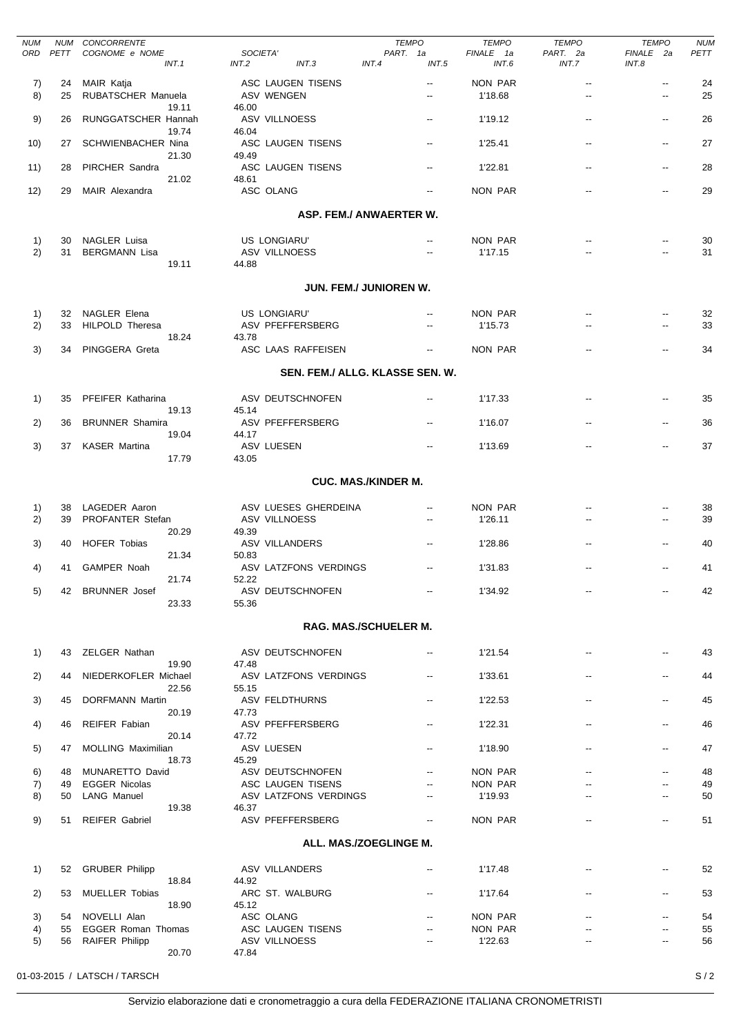| NUM ORD | NUM PETT | CONCORRENTE COGNOME e NOME INT.1 | SOCIETA' INT.2 | INT.3 | INT.4 | TEMPO PART. 1a INT.5 | TEMPO FINALE 1a INT.6 | TEMPO PART. 2a INT.7 | TEMPO FINALE 2a INT.8 | NUM PETT |
|---|---|---|---|---|---|---|---|---|---|---|
| 7) | 24 | MAIR Katja | ASC LAUGEN TISENS | | | -- | NON PAR | -- | -- | 24 |
| 8) | 25 | RUBATSCHER Manuela | ASV WENGEN | | | -- | 1'18.68 | -- | -- | 25 |
| | | 19.11 | 46.00 | | | | | | | |
| 9) | 26 | RUNGGATSCHER Hannah | ASV VILLNOESS | | | -- | 1'19.12 | -- | -- | 26 |
| | | 19.74 | 46.04 | | | | | | | |
| 10) | 27 | SCHWIENBACHER Nina | ASC LAUGEN TISENS | | | -- | 1'25.41 | -- | -- | 27 |
| | | 21.30 | 49.49 | | | | | | | |
| 11) | 28 | PIRCHER Sandra | ASC LAUGEN TISENS | | | -- | 1'22.81 | -- | -- | 28 |
| | | 21.02 | 48.61 | | | | | | | |
| 12) | 29 | MAIR Alexandra | ASC OLANG | | | -- | NON PAR | -- | -- | 29 |
| | | | | **ASP. FEM./ ANWAERTER W.** | | | | | | |
| 1) | 30 | NAGLER Luisa | US LONGIARU' | | | -- | NON PAR | -- | -- | 30 |
| 2) | 31 | BERGMANN Lisa | ASV VILLNOESS | | | -- | 1'17.15 | -- | -- | 31 |
| | | 19.11 | 44.88 | | | | | | | |
| | | | | **JUN. FEM./ JUNIOREN W.** | | | | | | |
| 1) | 32 | NAGLER Elena | US LONGIARU' | | | -- | NON PAR | -- | -- | 32 |
| 2) | 33 | HILPOLD Theresa | ASV PFEFFERSBERG | | | -- | 1'15.73 | -- | -- | 33 |
| | | 18.24 | 43.78 | | | | | | | |
| 3) | 34 | PINGGERA Greta | ASC LAAS RAFFEISEN | | | -- | NON PAR | -- | -- | 34 |
| | | | | **SEN. FEM./ ALLG. KLASSE SEN. W.** | | | | | | |
| 1) | 35 | PFEIFER Katharina | ASV DEUTSCHNOFEN | | | -- | 1'17.33 | -- | -- | 35 |
| | | 19.13 | 45.14 | | | | | | | |
| 2) | 36 | BRUNNER Shamira | ASV PFEFFERSBERG | | | -- | 1'16.07 | -- | -- | 36 |
| | | 19.04 | 44.17 | | | | | | | |
| 3) | 37 | KASER Martina | ASV LUESEN | | | -- | 1'13.69 | -- | -- | 37 |
| | | 17.79 | 43.05 | | | | | | | |
| | | | | **CUC. MAS./KINDER M.** | | | | | | |
| 1) | 38 | LAGEDER Aaron | ASV LUESES GHERDEINA | | | -- | NON PAR | -- | -- | 38 |
| 2) | 39 | PROFANTER Stefan | ASV VILLNOESS | | | -- | 1'26.11 | -- | -- | 39 |
| | | 20.29 | 49.39 | | | | | | | |
| 3) | 40 | HOFER Tobias | ASV VILLANDERS | | | -- | 1'28.86 | -- | -- | 40 |
| | | 21.34 | 50.83 | | | | | | | |
| 4) | 41 | GAMPER Noah | ASV LATZFONS VERDINGS | | | -- | 1'31.83 | -- | -- | 41 |
| | | 21.74 | 52.22 | | | | | | | |
| 5) | 42 | BRUNNER Josef | ASV DEUTSCHNOFEN | | | -- | 1'34.92 | -- | -- | 42 |
| | | 23.33 | 55.36 | | | | | | | |
| | | | | **RAG. MAS./SCHUELER M.** | | | | | | |
| 1) | 43 | ZELGER Nathan | ASV DEUTSCHNOFEN | | | -- | 1'21.54 | -- | -- | 43 |
| | | 19.90 | 47.48 | | | | | | | |
| 2) | 44 | NIEDERKOFLER Michael | ASV LATZFONS VERDINGS | | | -- | 1'33.61 | -- | -- | 44 |
| | | 22.56 | 55.15 | | | | | | | |
| 3) | 45 | DORFMANN Martin | ASV FELDTHURNS | | | -- | 1'22.53 | -- | -- | 45 |
| | | 20.19 | 47.73 | | | | | | | |
| 4) | 46 | REIFER Fabian | ASV PFEFFERSBERG | | | -- | 1'22.31 | -- | -- | 46 |
| | | 20.14 | 47.72 | | | | | | | |
| 5) | 47 | MOLLING Maximilian | ASV LUESEN | | | -- | 1'18.90 | -- | -- | 47 |
| | | 18.73 | 45.29 | | | | | | | |
| 6) | 48 | MUNARETTO David | ASV DEUTSCHNOFEN | | | -- | NON PAR | -- | -- | 48 |
| 7) | 49 | EGGER Nicolas | ASC LAUGEN TISENS | | | -- | NON PAR | -- | -- | 49 |
| 8) | 50 | LANG Manuel | ASV LATZFONS VERDINGS | | | -- | 1'19.93 | -- | -- | 50 |
| | | 19.38 | 46.37 | | | | | | | |
| 9) | 51 | REIFER Gabriel | ASV PFEFFERSBERG | | | -- | NON PAR | -- | -- | 51 |
| | | | | **ALL. MAS./ZOEGLINGE M.** | | | | | | |
| 1) | 52 | GRUBER Philipp | ASV VILLANDERS | | | -- | 1'17.48 | -- | -- | 52 |
| | | 18.84 | 44.92 | | | | | | | |
| 2) | 53 | MUELLER Tobias | ARC ST. WALBURG | | | -- | 1'17.64 | -- | -- | 53 |
| | | 18.90 | 45.12 | | | | | | | |
| 3) | 54 | NOVELLI Alan | ASC OLANG | | | -- | NON PAR | -- | -- | 54 |
| 4) | 55 | EGGER Roman Thomas | ASC LAUGEN TISENS | | | -- | NON PAR | -- | -- | 55 |
| 5) | 56 | RAIFER Philipp | ASV VILLNOESS | | | -- | 1'22.63 | -- | -- | 56 |
| | | 20.70 | 47.84 | | | | | | | |

01-03-2015 / LATSCH / TARSCH

Servizio elaborazione dati e cronometraggio a cura della FEDERAZIONE ITALIANA CRONOMETRISTI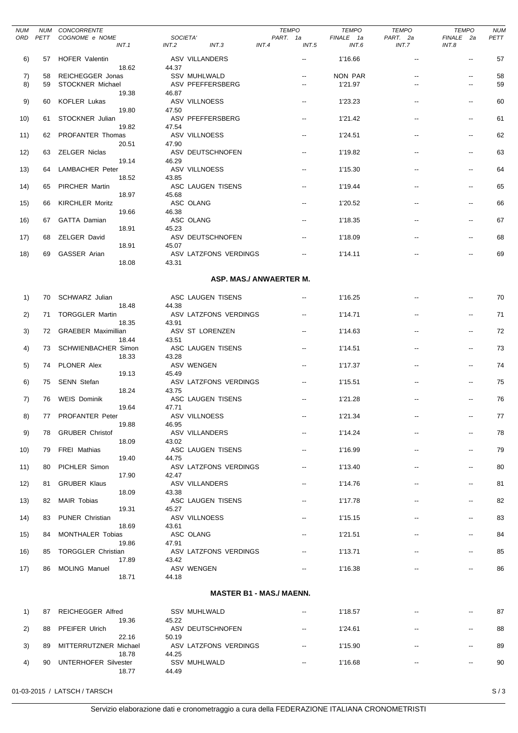| NUM ORD | NUM PETT | CONCORRENTE COGNOME e NOME | SOCIETA' | TEMPO PART. 1a | TEMPO FINALE 1a | TEMPO PART. 2a | TEMPO FINALE 2a | NUM PETT |
|---|---|---|---|---|---|---|---|---|
| | | INT.1 | INT.2 INT.3 | INT.4 INT.5 | INT.6 | INT.7 | INT.8 | |
| 6) | 57 | HOFER Valentin | ASV VILLANDERS | -- | 1'16.66 | -- | -- | 57 |
| | | 18.62 | 44.37 | | | | | |
| 7) | 58 | REICHEGGER Jonas | SSV MUHLWALD | -- | NON PAR | -- | -- | 58 |
| 8) | 59 | STOCKNER Michael | ASV PFEFFERSBERG | -- | 1'21.97 | -- | -- | 59 |
| | | 19.38 | 46.87 | | | | | |
| 9) | 60 | KOFLER Lukas | ASV VILLNOESS | -- | 1'23.23 | -- | -- | 60 |
| | | 19.80 | 47.50 | | | | | |
| 10) | 61 | STOCKNER Julian | ASV PFEFFERSBERG | -- | 1'21.42 | -- | -- | 61 |
| | | 19.82 | 47.54 | | | | | |
| 11) | 62 | PROFANTER Thomas | ASV VILLNOESS | -- | 1'24.51 | -- | -- | 62 |
| | | 20.51 | 47.90 | | | | | |
| 12) | 63 | ZELGER Niclas | ASV DEUTSCHNOFEN | -- | 1'19.82 | -- | -- | 63 |
| | | 19.14 | 46.29 | | | | | |
| 13) | 64 | LAMBACHER Peter | ASV VILLNOESS | -- | 1'15.30 | -- | -- | 64 |
| | | 18.52 | 43.85 | | | | | |
| 14) | 65 | PIRCHER Martin | ASC LAUGEN TISENS | -- | 1'19.44 | -- | -- | 65 |
| | | 18.97 | 45.68 | | | | | |
| 15) | 66 | KIRCHLER Moritz | ASC OLANG | -- | 1'20.52 | -- | -- | 66 |
| | | 19.66 | 46.38 | | | | | |
| 16) | 67 | GATTA Damian | ASC OLANG | -- | 1'18.35 | -- | -- | 67 |
| | | 18.91 | 45.23 | | | | | |
| 17) | 68 | ZELGER David | ASV DEUTSCHNOFEN | -- | 1'18.09 | -- | -- | 68 |
| | | 18.91 | 45.07 | | | | | |
| 18) | 69 | GASSER Arian | ASV LATZFONS VERDINGS | -- | 1'14.11 | -- | -- | 69 |
| | | 18.08 | 43.31 | | | | | |

## ASP. MAS./ ANWAERTER M.

| NUM ORD | NUM PETT | CONCORRENTE COGNOME e NOME | SOCIETA' | TEMPO PART. 1a | TEMPO FINALE 1a | TEMPO PART. 2a | TEMPO FINALE 2a | NUM PETT |
|---|---|---|---|---|---|---|---|---|
| 1) | 70 | SCHWARZ Julian | ASC LAUGEN TISENS | -- | 1'16.25 | -- | -- | 70 |
| | | 18.48 | 44.38 | | | | | |
| 2) | 71 | TORGGLER Martin | ASV LATZFONS VERDINGS | -- | 1'14.71 | -- | -- | 71 |
| | | 18.35 | 43.91 | | | | | |
| 3) | 72 | GRAEBER Maximillian | ASV ST LORENZEN | -- | 1'14.63 | -- | -- | 72 |
| | | 18.44 | 43.51 | | | | | |
| 4) | 73 | SCHWIENBACHER Simon | ASC LAUGEN TISENS | -- | 1'14.51 | -- | -- | 73 |
| | | 18.33 | 43.28 | | | | | |
| 5) | 74 | PLONER Alex | ASV WENGEN | -- | 1'17.37 | -- | -- | 74 |
| | | 19.13 | 45.49 | | | | | |
| 6) | 75 | SENN Stefan | ASV LATZFONS VERDINGS | -- | 1'15.51 | -- | -- | 75 |
| | | 18.24 | 43.75 | | | | | |
| 7) | 76 | WEIS Dominik | ASC LAUGEN TISENS | -- | 1'21.28 | -- | -- | 76 |
| | | 19.64 | 47.71 | | | | | |
| 8) | 77 | PROFANTER Peter | ASV VILLNOESS | -- | 1'21.34 | -- | -- | 77 |
| | | 19.88 | 46.95 | | | | | |
| 9) | 78 | GRUBER Christof | ASV VILLANDERS | -- | 1'14.24 | -- | -- | 78 |
| | | 18.09 | 43.02 | | | | | |
| 10) | 79 | FREI Mathias | ASC LAUGEN TISENS | -- | 1'16.99 | -- | -- | 79 |
| | | 19.40 | 44.75 | | | | | |
| 11) | 80 | PICHLER Simon | ASV LATZFONS VERDINGS | -- | 1'13.40 | -- | -- | 80 |
| | | 17.90 | 42.47 | | | | | |
| 12) | 81 | GRUBER Klaus | ASV VILLANDERS | -- | 1'14.76 | -- | -- | 81 |
| | | 18.09 | 43.38 | | | | | |
| 13) | 82 | MAIR Tobias | ASC LAUGEN TISENS | -- | 1'17.78 | -- | -- | 82 |
| | | 19.31 | 45.27 | | | | | |
| 14) | 83 | PUNER Christian | ASV VILLNOESS | -- | 1'15.15 | -- | -- | 83 |
| | | 18.69 | 43.61 | | | | | |
| 15) | 84 | MONTHALER Tobias | ASC OLANG | -- | 1'21.51 | -- | -- | 84 |
| | | 19.86 | 47.91 | | | | | |
| 16) | 85 | TORGGLER Christian | ASV LATZFONS VERDINGS | -- | 1'13.71 | -- | -- | 85 |
| | | 17.89 | 43.42 | | | | | |
| 17) | 86 | MOLING Manuel | ASV WENGEN | -- | 1'16.38 | -- | -- | 86 |
| | | 18.71 | 44.18 | | | | | |

## MASTER B1 - MAS./ MAENN.

| NUM ORD | NUM PETT | CONCORRENTE COGNOME e NOME | SOCIETA' | TEMPO PART. 1a | TEMPO FINALE 1a | TEMPO PART. 2a | TEMPO FINALE 2a | NUM PETT |
|---|---|---|---|---|---|---|---|---|
| 1) | 87 | REICHEGGER Alfred | SSV MUHLWALD | -- | 1'18.57 | -- | -- | 87 |
| | | 19.36 | 45.22 | | | | | |
| 2) | 88 | PFEIFER Ulrich | ASV DEUTSCHNOFEN | -- | 1'24.61 | -- | -- | 88 |
| | | 22.16 | 50.19 | | | | | |
| 3) | 89 | MITTERRUTZNER Michael | ASV LATZFONS VERDINGS | -- | 1'15.90 | -- | -- | 89 |
| | | 18.78 | 44.25 | | | | | |
| 4) | 90 | UNTERHOFER Silvester | SSV MUHLWALD | -- | 1'16.68 | -- | -- | 90 |
| | | 18.77 | 44.49 | | | | | |

01-03-2015 / LATSCH / TARSCH

Servizio elaborazione dati e cronometraggio a cura della FEDERAZIONE ITALIANA CRONOMETRISTI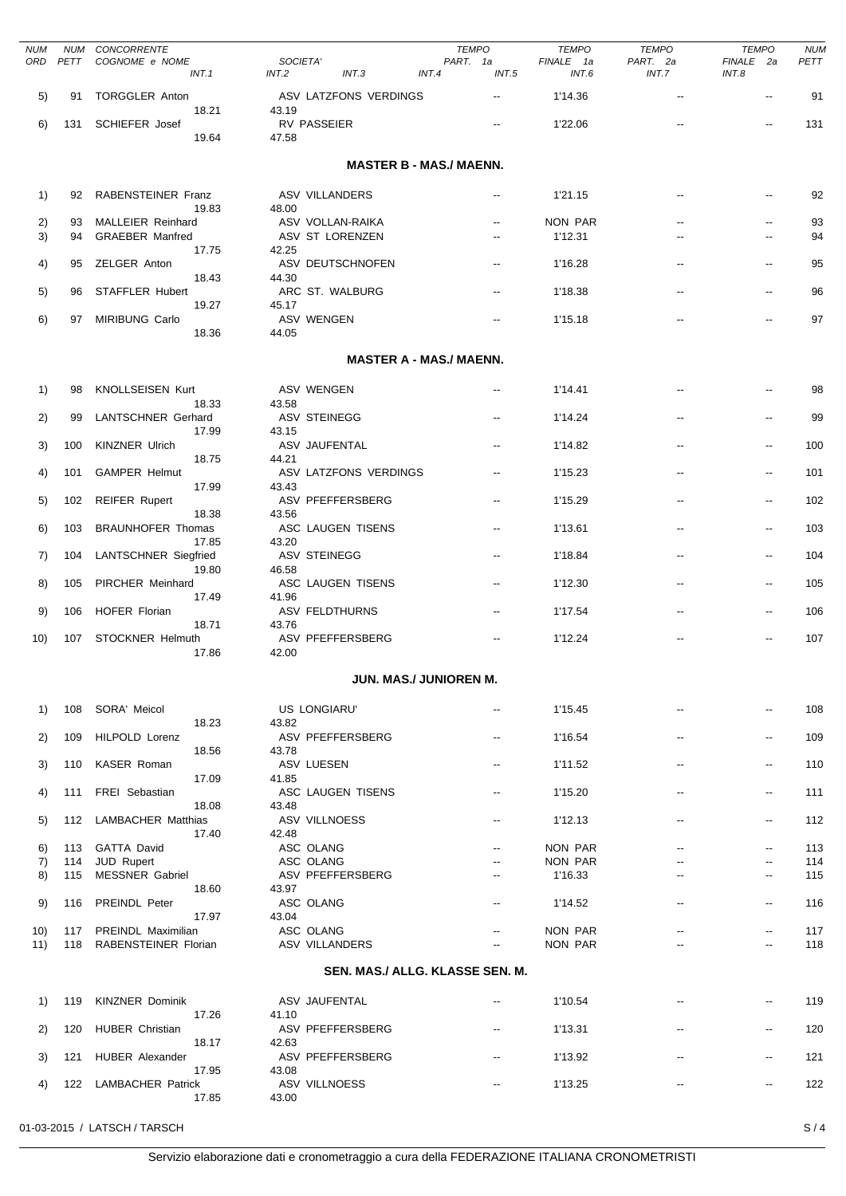| NUM ORD | NUM PETT | CONCORRENTE COGNOME e NOME | INT.1 | SOCIETA' INT.2 | INT.3 | INT.4 | TEMPO PART. 1a INT.5 | TEMPO FINALE 1a INT.6 | TEMPO PART. 2a INT.7 | TEMPO FINALE 2a INT.8 | NUM PETT |
|---|---|---|---|---|---|---|---|---|---|---|---|
| 5) | 91 | TORGGLER Anton | 18.21 | ASV LATZFONS VERDINGS 43.19 | | | -- | 1'14.36 | -- | -- | 91 |
| 6) | 131 | SCHIEFER Josef | 19.64 | RV PASSEIER 47.58 | | | -- | 1'22.06 | -- | -- | 131 |

## MASTER B - MAS./ MAENN.

| NUM ORD | NUM PETT | CONCORRENTE COGNOME e NOME | INT.1 | SOCIETA' INT.2 | TEMPO PART. 1a | TEMPO FINALE 1a | TEMPO PART. 2a | TEMPO FINALE 2a | NUM PETT |
|---|---|---|---|---|---|---|---|---|---|
| 1) | 92 | RABENSTEINER Franz | 19.83 | ASV VILLANDERS 48.00 | -- | 1'21.15 | -- | -- | 92 |
| 2) | 93 | MALLEIER Reinhard | | ASV VOLLAN-RAIKA | -- | NON PAR | -- | -- | 93 |
| 3) | 94 | GRAEBER Manfred | 17.75 | ASV ST LORENZEN 42.25 | -- | 1'12.31 | -- | -- | 94 |
| 4) | 95 | ZELGER Anton | 18.43 | ASV DEUTSCHNOFEN 44.30 | -- | 1'16.28 | -- | -- | 95 |
| 5) | 96 | STAFFLER Hubert | 19.27 | ARC ST. WALBURG 45.17 | -- | 1'18.38 | -- | -- | 96 |
| 6) | 97 | MIRIBUNG Carlo | 18.36 | ASV WENGEN 44.05 | -- | 1'15.18 | -- | -- | 97 |

## MASTER A - MAS./ MAENN.

| NUM ORD | NUM PETT | CONCORRENTE COGNOME e NOME | INT.1 | SOCIETA' INT.2 | TEMPO PART. 1a | TEMPO FINALE 1a | TEMPO PART. 2a | TEMPO FINALE 2a | NUM PETT |
|---|---|---|---|---|---|---|---|---|---|
| 1) | 98 | KNOLLSEISEN Kurt | 18.33 | ASV WENGEN 43.58 | -- | 1'14.41 | -- | -- | 98 |
| 2) | 99 | LANTSCHNER Gerhard | 17.99 | ASV STEINEGG 43.15 | -- | 1'14.24 | -- | -- | 99 |
| 3) | 100 | KINZNER Ulrich | 18.75 | ASV JAUFENTAL 44.21 | -- | 1'14.82 | -- | -- | 100 |
| 4) | 101 | GAMPER Helmut | 17.99 | ASV LATZFONS VERDINGS 43.43 | -- | 1'15.23 | -- | -- | 101 |
| 5) | 102 | REIFER Rupert | 18.38 | ASV PFEFFERSBERG 43.56 | -- | 1'15.29 | -- | -- | 102 |
| 6) | 103 | BRAUNHOFER Thomas | 17.85 | ASC LAUGEN TISENS 43.20 | -- | 1'13.61 | -- | -- | 103 |
| 7) | 104 | LANTSCHNER Siegfried | 19.80 | ASV STEINEGG 46.58 | -- | 1'18.84 | -- | -- | 104 |
| 8) | 105 | PIRCHER Meinhard | 17.49 | ASC LAUGEN TISENS 41.96 | -- | 1'12.30 | -- | -- | 105 |
| 9) | 106 | HOFER Florian | 18.71 | ASV FELDTHURNS 43.76 | -- | 1'17.54 | -- | -- | 106 |
| 10) | 107 | STOCKNER Helmuth | 17.86 | ASV PFEFFERSBERG 42.00 | -- | 1'12.24 | -- | -- | 107 |

## JUN. MAS./ JUNIOREN M.

| NUM ORD | NUM PETT | CONCORRENTE COGNOME e NOME | INT.1 | SOCIETA' INT.2 | TEMPO PART. 1a | TEMPO FINALE 1a | TEMPO PART. 2a | TEMPO FINALE 2a | NUM PETT |
|---|---|---|---|---|---|---|---|---|---|
| 1) | 108 | SORA' Meicol | 18.23 | US LONGIARU' 43.82 | -- | 1'15.45 | -- | -- | 108 |
| 2) | 109 | HILPOLD Lorenz | 18.56 | ASV PFEFFERSBERG 43.78 | -- | 1'16.54 | -- | -- | 109 |
| 3) | 110 | KASER Roman | 17.09 | ASV LUESEN 41.85 | -- | 1'11.52 | -- | -- | 110 |
| 4) | 111 | FREI Sebastian | 18.08 | ASC LAUGEN TISENS 43.48 | -- | 1'15.20 | -- | -- | 111 |
| 5) | 112 | LAMBACHER Matthias | 17.40 | ASV VILLNOESS 42.48 | -- | 1'12.13 | -- | -- | 112 |
| 6) | 113 | GATTA David | | ASC OLANG | -- | NON PAR | -- | -- | 113 |
| 7) | 114 | JUD Rupert | | ASC OLANG | -- | NON PAR | -- | -- | 114 |
| 8) | 115 | MESSNER Gabriel | 18.60 | ASV PFEFFERSBERG 43.97 | -- | 1'16.33 | -- | -- | 115 |
| 9) | 116 | PREINDL Peter | 17.97 | ASC OLANG 43.04 | -- | 1'14.52 | -- | -- | 116 |
| 10) | 117 | PREINDL Maximilian | | ASC OLANG | -- | NON PAR | -- | -- | 117 |
| 11) | 118 | RABENSTEINER Florian | | ASV VILLANDERS | -- | NON PAR | -- | -- | 118 |

## SEN. MAS./ ALLG. KLASSE SEN. M.

| NUM ORD | NUM PETT | CONCORRENTE COGNOME e NOME | INT.1 | SOCIETA' INT.2 | TEMPO PART. 1a | TEMPO FINALE 1a | TEMPO PART. 2a | TEMPO FINALE 2a | NUM PETT |
|---|---|---|---|---|---|---|---|---|---|
| 1) | 119 | KINZNER Dominik | 17.26 | ASV JAUFENTAL 41.10 | -- | 1'10.54 | -- | -- | 119 |
| 2) | 120 | HUBER Christian | 18.17 | ASV PFEFFERSBERG 42.63 | -- | 1'13.31 | -- | -- | 120 |
| 3) | 121 | HUBER Alexander | 17.95 | ASV PFEFFERSBERG 43.08 | -- | 1'13.92 | -- | -- | 121 |
| 4) | 122 | LAMBACHER Patrick | 17.85 | ASV VILLNOESS 43.00 | -- | 1'13.25 | -- | -- | 122 |

01-03-2015 / LATSCH / TARSCH

Servizio elaborazione dati e cronometraggio a cura della FEDERAZIONE ITALIANA CRONOMETRISTI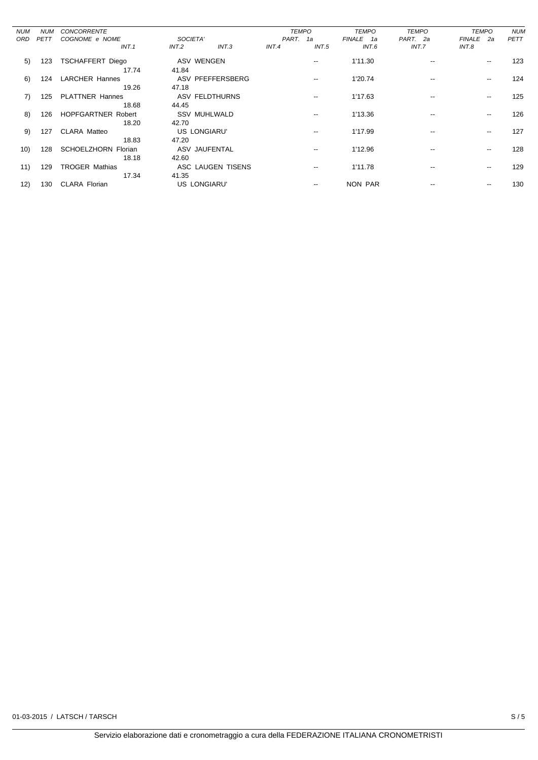| NUM ORD | NUM PETT | CONCORRENTE COGNOME e NOME | SOCIETA' | TEMPO PART. 1a | TEMPO FINALE 1a | TEMPO PART. 2a | TEMPO FINALE 2a | NUM PETT |
|---|---|---|---|---|---|---|---|---|
| | | INT.1 | INT.2 / INT.3 | INT.4 / INT.5 | INT.6 | INT.7 | INT.8 | |
| 5) | 123 | TSCHAFFERT Diego | ASV WENGEN | -- | 1'11.30 | -- | -- | 123 |
| | | 17.74 | 41.84 | | | | | |
| 6) | 124 | LARCHER Hannes | ASV PFEFFERSBERG | -- | 1'20.74 | -- | -- | 124 |
| | | 19.26 | 47.18 | | | | | |
| 7) | 125 | PLATTNER Hannes | ASV FELDTHURNS | -- | 1'17.63 | -- | -- | 125 |
| | | 18.68 | 44.45 | | | | | |
| 8) | 126 | HOPFGARTNER Robert | SSV MUHLWALD | -- | 1'13.36 | -- | -- | 126 |
| | | 18.20 | 42.70 | | | | | |
| 9) | 127 | CLARA Matteo | US LONGIARU' | -- | 1'17.99 | -- | -- | 127 |
| | | 18.83 | 47.20 | | | | | |
| 10) | 128 | SCHOELZHORN Florian | ASV JAUFENTAL | -- | 1'12.96 | -- | -- | 128 |
| | | 18.18 | 42.60 | | | | | |
| 11) | 129 | TROGER Mathias | ASC LAUGEN TISENS | -- | 1'11.78 | -- | -- | 129 |
| | | 17.34 | 41.35 | | | | | |
| 12) | 130 | CLARA Florian | US LONGIARU' | -- | NON PAR | -- | -- | 130 |

01-03-2015 / LATSCH / TARSCH

Servizio elaborazione dati e cronometraggio a cura della FEDERAZIONE ITALIANA CRONOMETRISTI